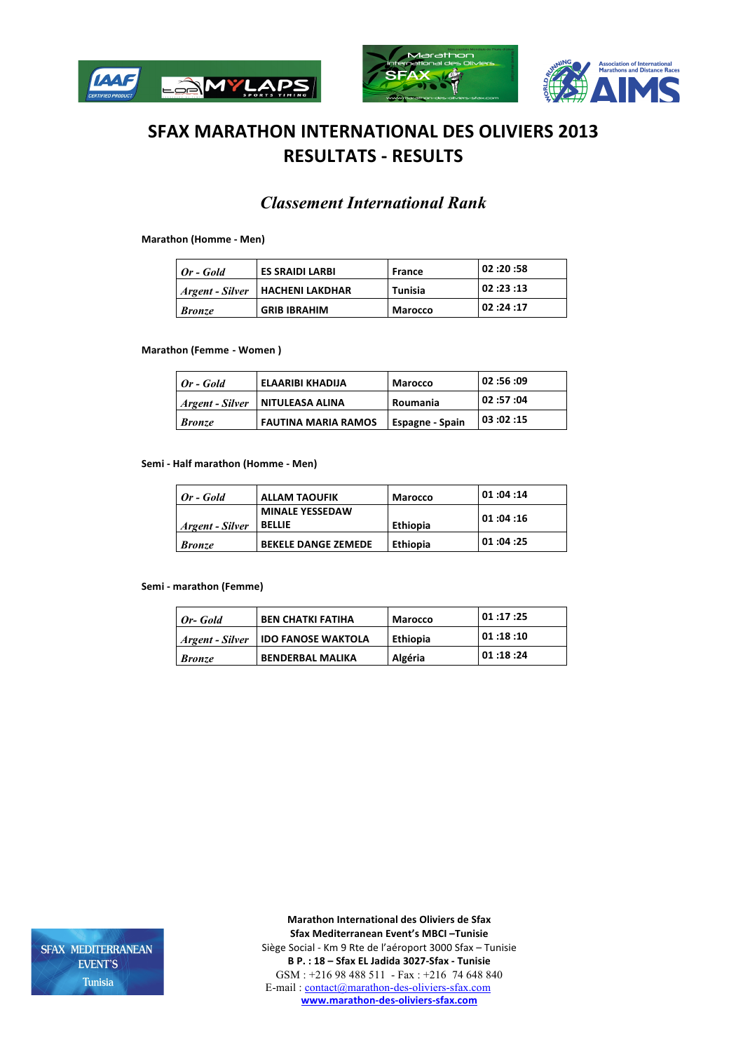# SFAX MARATHON INTERNATIONAL DES OLIVIERS 2013
# RESULTATS - RESULTS

## *Classement International Rank*

**Marathon (Homme - Men)**

| | | | |
|---|---|---|---|
| *Or - Gold* | **ES SRAIDI LARBI** | **France** | **02 :20 :58** |
| *Argent - Silver* | **HACHENI LAKDHAR** | **Tunisia** | **02 :23 :13** |
| *Bronze* | **GRIB IBRAHIM** | **Marocco** | **02 :24 :17** |

**Marathon (Femme - Women )**

| | | | |
|---|---|---|---|
| *Or - Gold* | **ELAARIBI KHADIJA** | **Marocco** | **02 :56 :09** |
| *Argent - Silver* | **NITULEASA ALINA** | **Roumania** | **02 :57 :04** |
| *Bronze* | **FAUTINA MARIA RAMOS** | **Espagne - Spain** | **03 :02 :15** |

**Semi - Half marathon (Homme - Men)**

| | | | |
|---|---|---|---|
| *Or - Gold* | **ALLAM TAOUFIK** | **Marocco** | **01 :04 :14** |
| *Argent - Silver* | **MINALE YESSEDAW BELLIE** | **Ethiopia** | **01 :04 :16** |
| *Bronze* | **BEKELE DANGE ZEMEDE** | **Ethiopia** | **01 :04 :25** |

**Semi - marathon (Femme)**

| | | | |
|---|---|---|---|
| *Or- Gold* | **BEN CHATKI FATIHA** | **Marocco** | **01 :17 :25** |
| *Argent - Silver* | **IDO FANOSE WAKTOLA** | **Ethiopia** | **01 :18 :10** |
| *Bronze* | **BENDERBAL MALIKA** | **Algéria** | **01 :18 :24** |

SFAX MEDITERRANEAN EVENT'S Tunisia

**Marathon International des Oliviers de Sfax**
**Sfax Mediterranean Event's MBCI –Tunisie**
Siège Social - Km 9 Rte de l'aéroport 3000 Sfax – Tunisie
**B P. : 18 – Sfax EL Jadida 3027-Sfax - Tunisie**
GSM : +216 98 488 511 - Fax : +216 74 648 840
E-mail : contact@marathon-des-oliviers-sfax.com
**www.marathon-des-oliviers-sfax.com**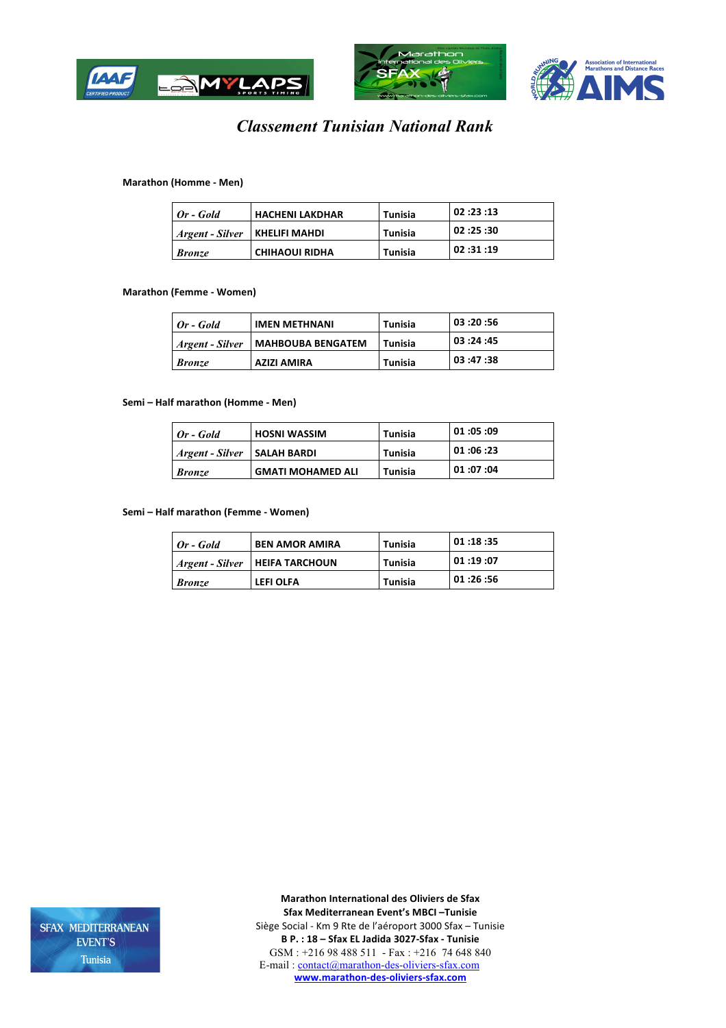# *Classement Tunisian National Rank*

**Marathon (Homme - Men)**

| | | | |
|---|---|---|---|
| *Or - Gold* | **HACHENI LAKDHAR** | **Tunisia** | **02 :23 :13** |
| *Argent - Silver* | **KHELIFI MAHDI** | **Tunisia** | **02 :25 :30** |
| *Bronze* | **CHIHAOUI RIDHA** | **Tunisia** | **02 :31 :19** |

**Marathon (Femme - Women)**

| | | | |
|---|---|---|---|
| *Or - Gold* | **IMEN METHNANI** | **Tunisia** | **03 :20 :56** |
| *Argent - Silver* | **MAHBOUBA BENGATEM** | **Tunisia** | **03 :24 :45** |
| *Bronze* | **AZIZI AMIRA** | **Tunisia** | **03 :47 :38** |

**Semi – Half marathon (Homme - Men)**

| | | | |
|---|---|---|---|
| *Or - Gold* | **HOSNI WASSIM** | **Tunisia** | **01 :05 :09** |
| *Argent - Silver* | **SALAH BARDI** | **Tunisia** | **01 :06 :23** |
| *Bronze* | **GMATI MOHAMED ALI** | **Tunisia** | **01 :07 :04** |

**Semi – Half marathon (Femme - Women)**

| | | | |
|---|---|---|---|
| *Or - Gold* | **BEN AMOR AMIRA** | **Tunisia** | **01 :18 :35** |
| *Argent - Silver* | **HEIFA TARCHOUN** | **Tunisia** | **01 :19 :07** |
| *Bronze* | **LEFI OLFA** | **Tunisia** | **01 :26 :56** |

SFAX MEDITERRANEAN EVENT'S Tunisia

**Marathon International des Oliviers de Sfax**
**Sfax Mediterranean Event's MBCI –Tunisie**
Siège Social - Km 9 Rte de l'aéroport 3000 Sfax – Tunisie
**B P. : 18 – Sfax EL Jadida 3027-Sfax - Tunisie**
GSM : +216 98 488 511 - Fax : +216 74 648 840
E-mail : contact@marathon-des-oliviers-sfax.com
**www.marathon-des-oliviers-sfax.com**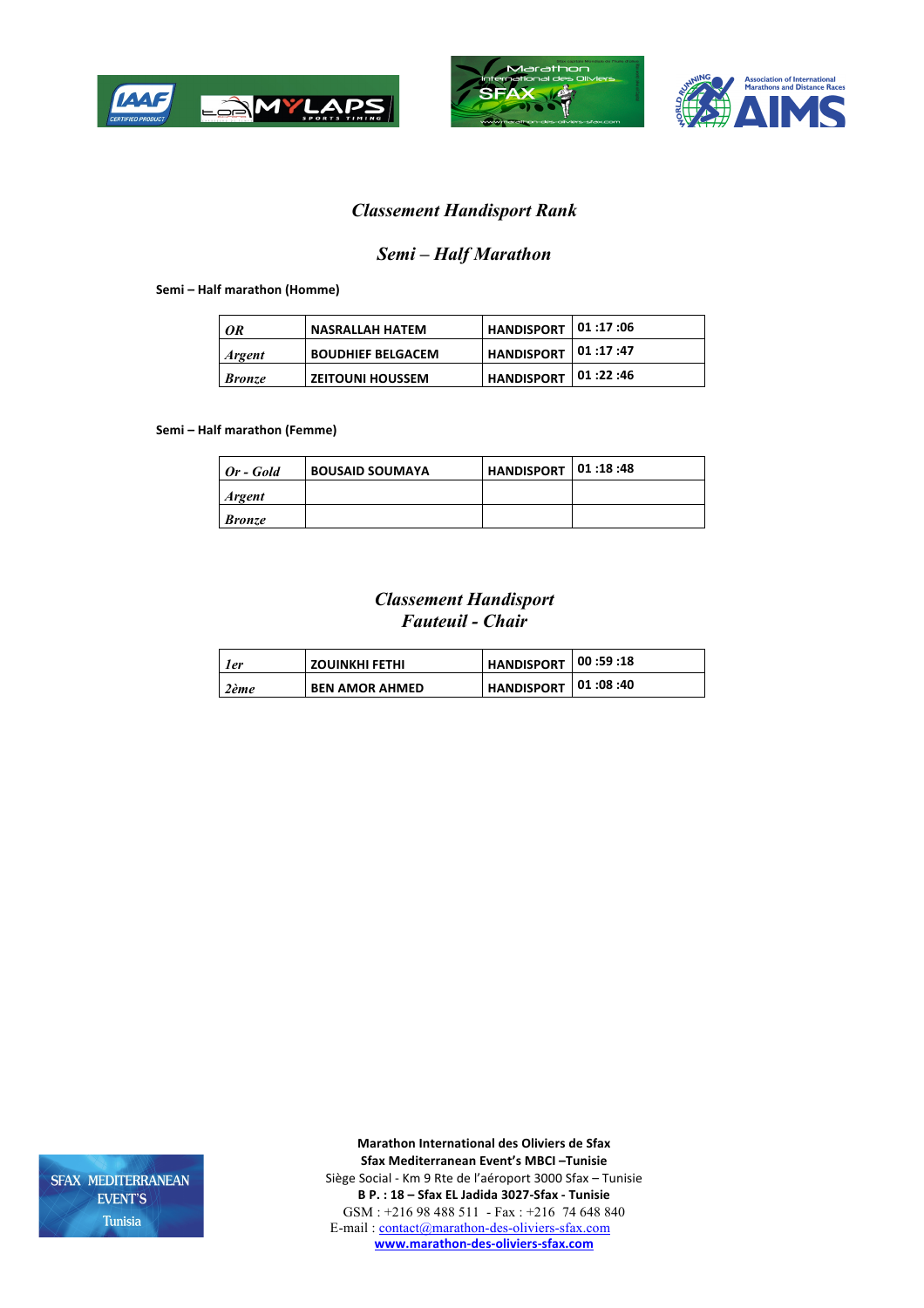## *Classement Handisport Rank*

## *Semi – Half Marathon*

**Semi – Half marathon (Homme)**

| | | | |
|---|---|---|---|
| *OR* | **NASRALLAH HATEM** | **HANDISPORT** | **01 :17 :06** |
| *Argent* | **BOUDHIEF BELGACEM** | **HANDISPORT** | **01 :17 :47** |
| *Bronze* | **ZEITOUNI HOUSSEM** | **HANDISPORT** | **01 :22 :46** |

**Semi – Half marathon (Femme)**

| | | | |
|---|---|---|---|
| *Or - Gold* | **BOUSAID SOUMAYA** | **HANDISPORT** | **01 :18 :48** |
| *Argent* | | | |
| *Bronze* | | | |

## *Classement Handisport Fauteuil - Chair*

| | | | |
|---|---|---|---|
| *1er* | **ZOUINKHI FETHI** | **HANDISPORT** | **00 :59 :18** |
| *2ème* | **BEN AMOR AHMED** | **HANDISPORT** | **01 :08 :40** |

**Marathon International des Oliviers de Sfax**
**Sfax Mediterranean Event's MBCI –Tunisie**
Siège Social - Km 9 Rte de l'aéroport 3000 Sfax – Tunisie
**B P. : 18 – Sfax EL Jadida 3027-Sfax - Tunisie**
GSM : +216 98 488 511 - Fax : +216 74 648 840
E-mail : contact@marathon-des-oliviers-sfax.com
**www.marathon-des-oliviers-sfax.com**